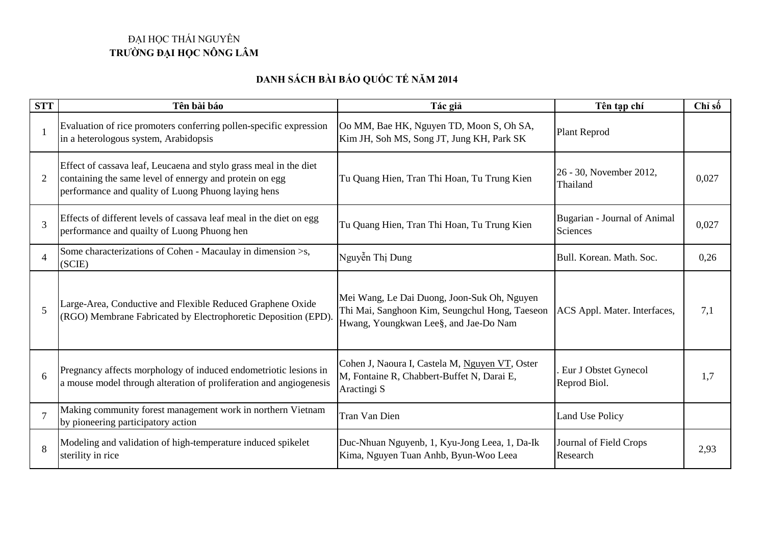ĐẠI HỌC THÁI NGUYÊN
**TRƯỜNG ĐẠI HỌC NÔNG LÂM**

## DANH SÁCH BÀI BÁO QUỐC TẾ NĂM 2014

| STT | Tên bài báo | Tác giả | Tên tạp chí | Chỉ số |
|---|---|---|---|---|
| 1 | Evaluation of rice promoters conferring pollen-specific expression in a heterologous system, Arabidopsis | Oo MM, Bae HK, Nguyen TD, Moon S, Oh SA, Kim JH, Soh MS, Song JT, Jung KH, Park SK | Plant Reprod | |
| 2 | Effect of cassava leaf, Leucaena and stylo grass meal in the diet containing the same level of ennergy and protein on egg performance and quality of Luong Phuong laying hens | Tu Quang Hien, Tran Thi Hoan, Tu Trung Kien | 26 - 30, November 2012, Thailand | 0,027 |
| 3 | Effects of different levels of cassava leaf meal in the diet on egg performance and quailty of Luong Phuong hen | Tu Quang Hien, Tran Thi Hoan, Tu Trung Kien | Bugarian - Journal of Animal Sciences | 0,027 |
| 4 | Some characterizations of Cohen - Macaulay in dimension >s, (SCIE) | Nguyễn Thị Dung | Bull. Korean. Math. Soc. | 0,26 |
| 5 | Large-Area, Conductive and Flexible Reduced Graphene Oxide (RGO) Membrane Fabricated by Electrophoretic Deposition (EPD). | Mei Wang, Le Dai Duong, Joon-Suk Oh, Nguyen Thi Mai, Sanghoon Kim, Seungchul Hong, Taeseon Hwang, Youngkwan Lee§, and Jae-Do Nam | ACS Appl. Mater. Interfaces, | 7,1 |
| 6 | Pregnancy affects morphology of induced endometriotic lesions in a mouse model through alteration of proliferation and angiogenesis | Cohen J, Naoura I, Castela M, Nguyen VT, Oster M, Fontaine R, Chabbert-Buffet N, Darai E, Aractingi S | . Eur J Obstet Gynecol Reprod Biol. | 1,7 |
| 7 | Making community forest management work in northern Vietnam by pioneering participatory action | Tran Van Dien | Land Use Policy | |
| 8 | Modeling and validation of high-temperature induced spikelet sterility in rice | Duc-Nhuan Nguyenb, 1, Kyu-Jong Leea, 1, Da-Ik Kima, Nguyen Tuan Anhb, Byun-Woo Leea | Journal of Field Crops Research | 2,93 |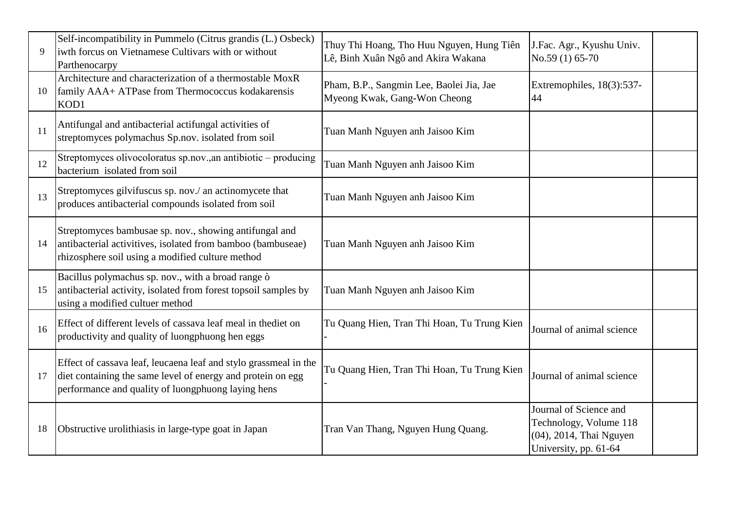| | | | | |
|---|---|---|---|---|
| 9 | Self-incompatibility in Pummelo (Citrus grandis (L.) Osbeck) iwth forcus on Vietnamese Cultivars with or without Parthenocarpy | Thuy Thi Hoang, Tho Huu Nguyen, Hung Tiên Lê, Binh Xuân Ngô and Akira Wakana | J.Fac. Agr., Kyushu Univ. No.59 (1) 65-70 | |
| 10 | Architecture and characterization of a thermostable MoxR family AAA+ ATPase from Thermococcus kodakarensis KOD1 | Pham, B.P., Sangmin Lee, Baolei Jia, Jae Myeong Kwak, Gang-Won Cheong | Extremophiles, 18(3):537-44 | |
| 11 | Antifungal and antibacterial actifungal activities of streptomyces polymachus Sp.nov. isolated from soil | Tuan Manh Nguyen anh Jaisoo Kim | | |
| 12 | Streptomyces olivocoloratus sp.nov.,an antibiotic – producing bacterium isolated from soil | Tuan Manh Nguyen anh Jaisoo Kim | | |
| 13 | Streptomyces gilvifuscus sp. nov./ an actinomycete that produces antibacterial compounds isolated from soil | Tuan Manh Nguyen anh Jaisoo Kim | | |
| 14 | Streptomyces bambusae sp. nov., showing antifungal and antibacterial activitives, isolated from bamboo (bambuseae) rhizosphere soil using a modified culture method | Tuan Manh Nguyen anh Jaisoo Kim | | |
| 15 | Bacillus polymachus sp. nov., with a broad range ò antibacterial activity, isolated from forest topsoil samples by using a modified cultuer method | Tuan Manh Nguyen anh Jaisoo Kim | | |
| 16 | Effect of different levels of cassava leaf meal in thediet on productivity and quality of luongphuong hen eggs | Tu Quang Hien, Tran Thi Hoan, Tu Trung Kien - | Journal of animal science | |
| 17 | Effect of cassava leaf, leucaena leaf and stylo grassmeal in the diet containing the same level of energy and protein on egg performance and quality of luongphuong laying hens | Tu Quang Hien, Tran Thi Hoan, Tu Trung Kien - | Journal of animal science | |
| 18 | Obstructive urolithiasis in large-type goat in Japan | Tran Van Thang, Nguyen Hung Quang. | Journal of Science and Technology, Volume 118 (04), 2014, Thai Nguyen University, pp. 61-64 | |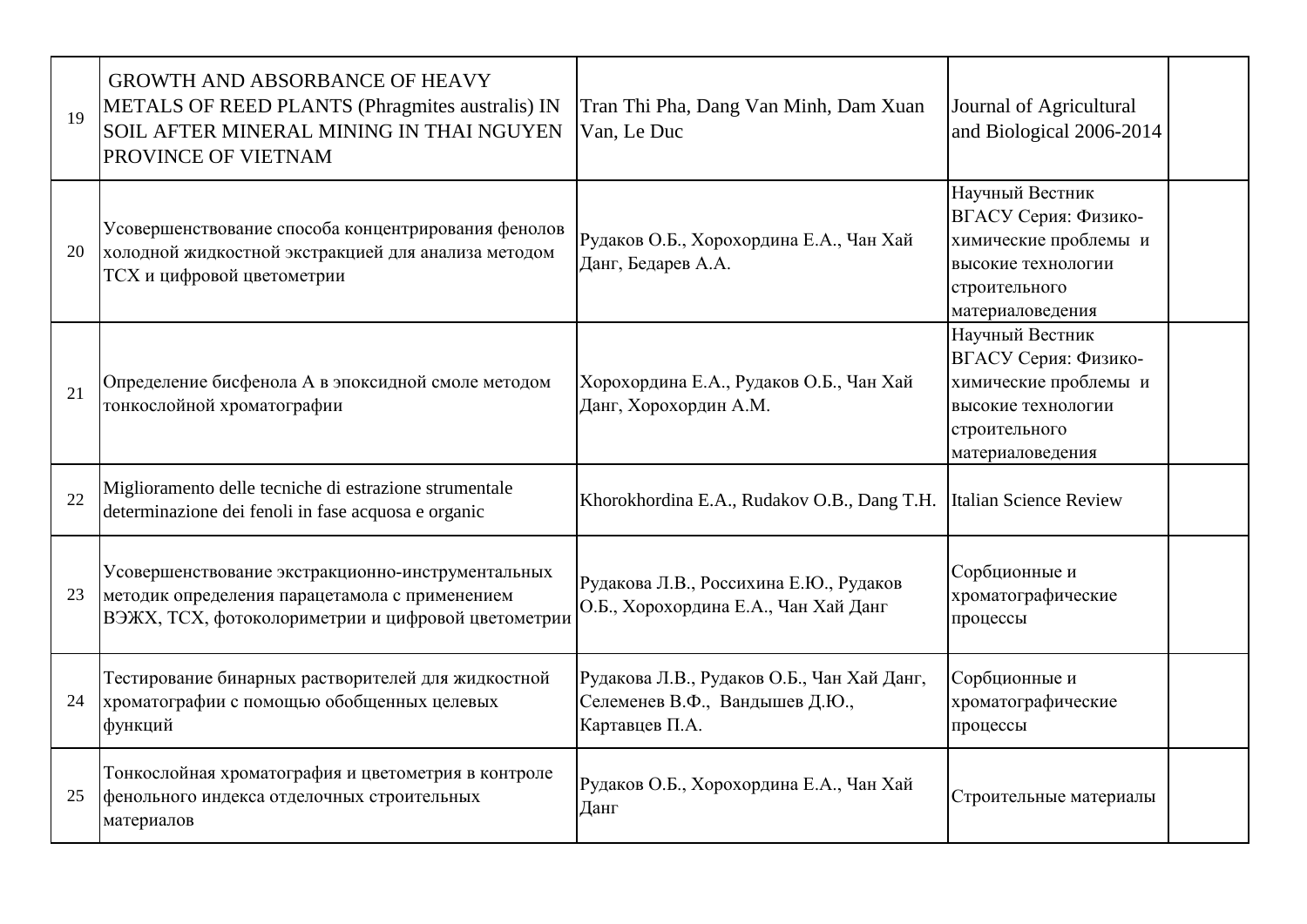| | | | | |
|---|---|---|---|---|
| 19 | GROWTH AND ABSORBANCE OF HEAVY METALS OF REED PLANTS (Phragmites australis) IN SOIL AFTER MINERAL MINING IN THAI NGUYEN PROVINCE OF VIETNAM | Tran Thi Pha, Dang Van Minh, Dam Xuan Van, Le Duc | Journal of Agricultural and Biological 2006-2014 | |
| 20 | Усовершенствование способа концентрирования фенолов холодной жидкостной экстракцией для анализа методом ТСХ и цифровой цветометрии | Рудаков О.Б., Хорохордина Е.А., Чан Хай Данг, Бедарев А.А. | Научный Вестник ВГАСУ Серия: Физико-химические проблемы и высокие технологии строительного материаловедения | |
| 21 | Определение бисфенола А в эпоксидной смоле методом тонкослойной хроматографии | Хорохордина Е.А., Рудаков О.Б., Чан Хай Данг, Хорохордин А.М. | Научный Вестник ВГАСУ Серия: Физико-химические проблемы и высокие технологии строительного материаловедения | |
| 22 | Miglioramento delle tecniche di estrazione strumentale determinazione dei fenoli in fase acquosa e organic | Khorokhordina E.A., Rudakov O.B., Dang T.H. | Italian Science Review | |
| 23 | Усовершенствование экстракционно-инструментальных методик определения парацетамола с применением ВЭЖХ, ТСХ, фотоколориметрии и цифровой цветометрии | Рудакова Л.В., Россихина Е.Ю., Рудаков О.Б., Хорохордина Е.А., Чан Хай Данг | Сорбционные и хроматографические процессы | |
| 24 | Тестирование бинарных растворителей для жидкостной хроматографии с помощью обобщенных целевых функций | Рудакова Л.В., Рудаков О.Б., Чан Хай Данг, Селеменев В.Ф., Вандышев Д.Ю., Картавцев П.А. | Сорбционные и хроматографические процессы | |
| 25 | Тонкослойная хроматография и цветометрия в контроле фенольного индекса отделочных строительных материалов | Рудаков О.Б., Хорохордина Е.А., Чан Хай Данг | Строительные материалы | |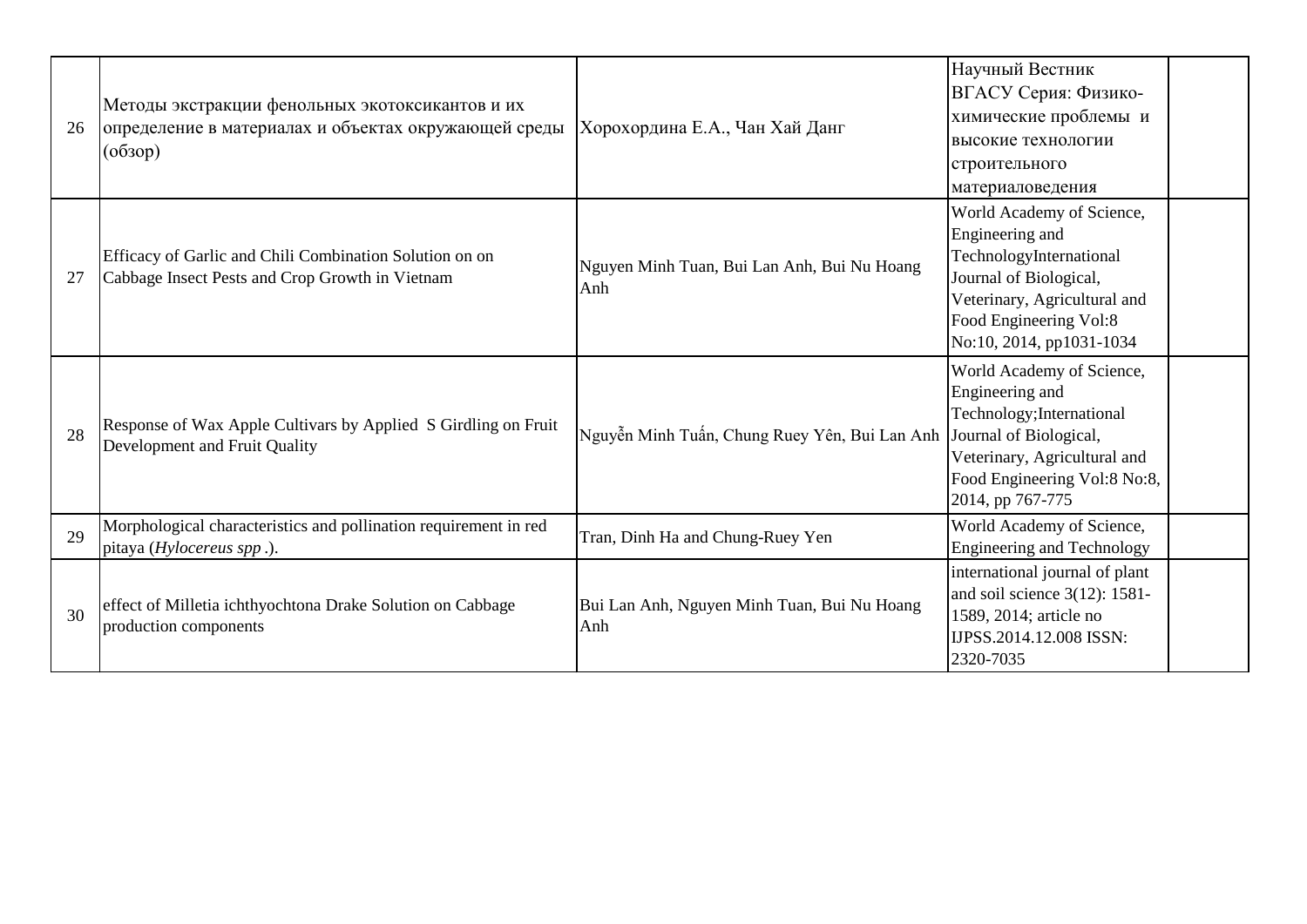| | | | | |
|---|---|---|---|---|
| 26 | Методы экстракции фенольных экотоксикантов и их определение в материалах и объектах окружающей среды (обзор) | Хорохордина Е.А., Чан Хай Данг | Научный Вестник ВГАСУ Серия: Физико-химические проблемы и высокие технологии строительного материаловедения | |
| 27 | Efficacy of Garlic and Chili Combination Solution on on Cabbage Insect Pests and Crop Growth in Vietnam | Nguyen Minh Tuan, Bui Lan Anh, Bui Nu Hoang Anh | World Academy of Science, Engineering and TechnologyInternational Journal of Biological, Veterinary, Agricultural and Food Engineering Vol:8 No:10, 2014, pp1031-1034 | |
| 28 | Response of Wax Apple Cultivars by Applied S Girdling on Fruit Development and Fruit Quality | Nguyễn Minh Tuấn, Chung Ruey Yên, Bui Lan Anh | World Academy of Science, Engineering and Technology;International Journal of Biological, Veterinary, Agricultural and Food Engineering Vol:8 No:8, 2014, pp 767-775 | |
| 29 | Morphological characteristics and pollination requirement in red pitaya (*Hylocereus spp* .). | Tran, Dinh Ha and Chung-Ruey Yen | World Academy of Science, Engineering and Technology | |
| 30 | effect of Milletia ichthyochtona Drake Solution on Cabbage production components | Bui Lan Anh, Nguyen Minh Tuan, Bui Nu Hoang Anh | international journal of plant and soil science 3(12): 1581-1589, 2014; article no IJPSS.2014.12.008 ISSN: 2320-7035 | |